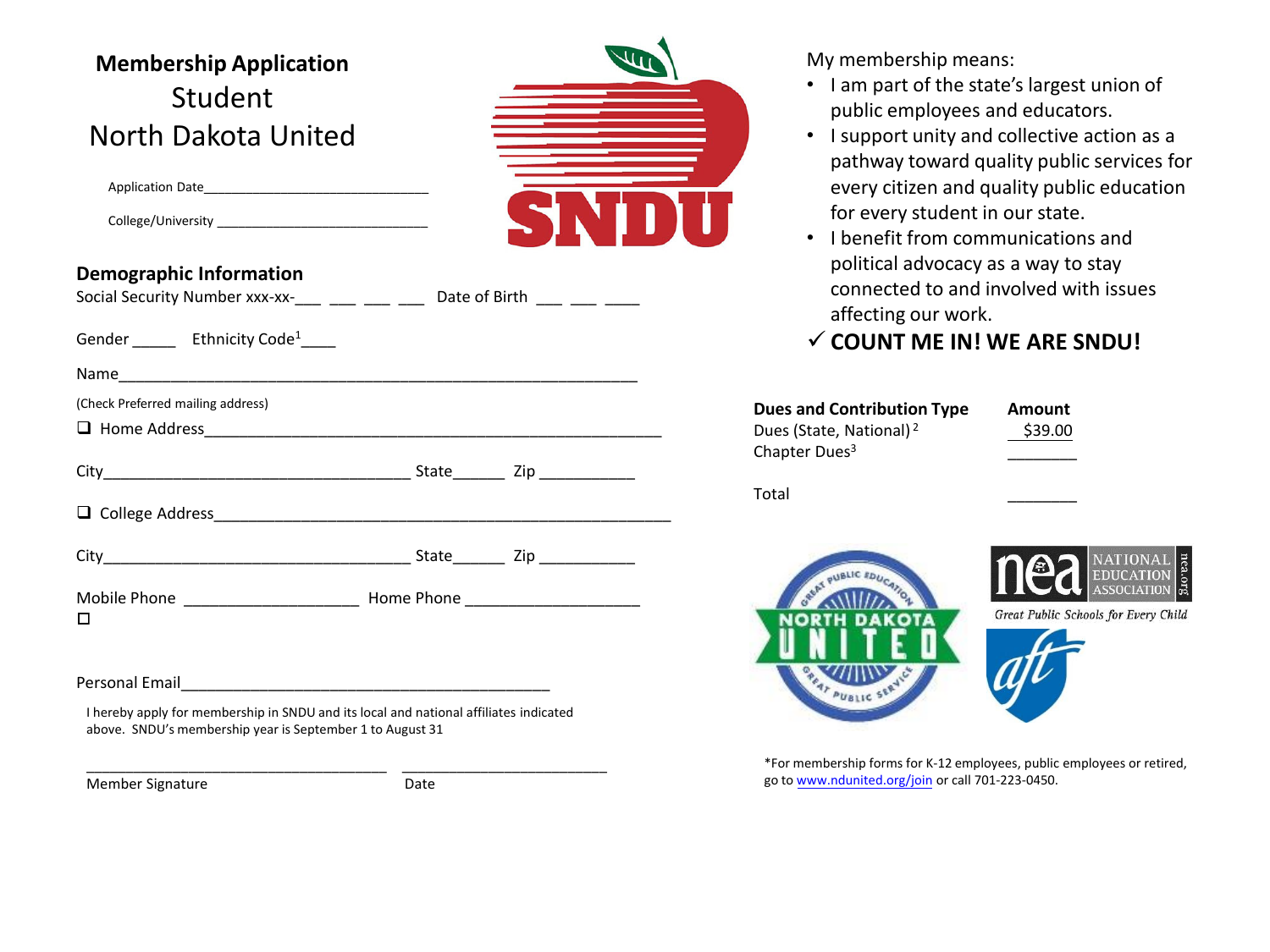# Membership Application

## Student

## North Dakota United

Application Date_______________________________

College/University _____________________________

SNDU

My membership means:

- I am part of the state's largest union of public employees and educators.
- I support unity and collective action as a pathway toward quality public services for every citizen and quality public education for every student in our state.
- I benefit from communications and political advocacy as a way to stay connected to and involved with issues affecting our work.

✓ **COUNT ME IN! WE ARE SNDU!**

### Demographic Information

Social Security Number xxx-xx-___ ___ ___ ___ Date of Birth ___ ___ ____

Gender _____ Ethnicity Code[1]____

Name___________________________________________________________

(Check Preferred mailing address)

❑ Home Address______________________________________________________

City___________________________________ State______ Zip ___________

❑ College Address_____________________________________________________

City___________________________________ State______ Zip ___________

Mobile Phone ____________________ Home Phone ____________________

☐

Personal Email__________________________________________

I hereby apply for membership in SNDU and its local and national affiliates indicated above. SNDU's membership year is September 1 to August 31

_____________________________________ _________________________

Member Signature Date

| Dues and Contribution Type | Amount |
| --- | --- |
| Dues (State, National)[2] | $39.00 |
| Chapter Dues[3] | ________ |
| Total | ________ |

NORTH DAKOTA UNITED — Great Public Education, Great Public Service

nea NATIONAL EDUCATION ASSOCIATION nea.org — *Great Public Schools for Every Child*

aft

*For membership forms for K-12 employees, public employees or retired, go to www.ndunited.org/join or call 701-223-0450.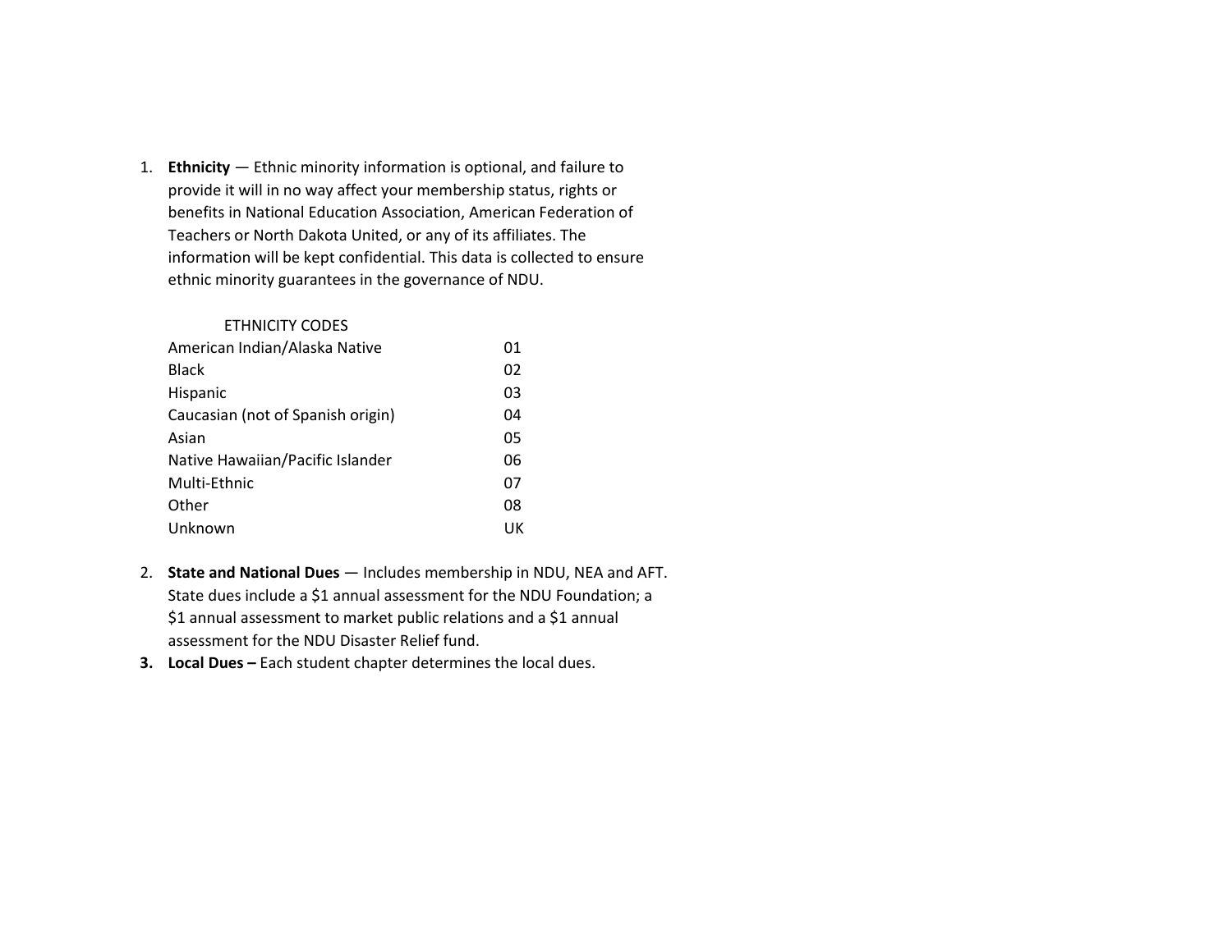1. **Ethnicity** — Ethnic minority information is optional, and failure to provide it will in no way affect your membership status, rights or benefits in National Education Association, American Federation of Teachers or North Dakota United, or any of its affiliates. The information will be kept confidential. This data is collected to ensure ethnic minority guarantees in the governance of NDU.

| ETHNICITY CODES | |
|---|---|
| American Indian/Alaska Native | 01 |
| Black | 02 |
| Hispanic | 03 |
| Caucasian (not of Spanish origin) | 04 |
| Asian | 05 |
| Native Hawaiian/Pacific Islander | 06 |
| Multi-Ethnic | 07 |
| Other | 08 |
| Unknown | UK |

2. **State and National Dues** — Includes membership in NDU, NEA and AFT. State dues include a $1 annual assessment for the NDU Foundation; a $1 annual assessment to market public relations and a $1 annual assessment for the NDU Disaster Relief fund.
3. **Local Dues –** Each student chapter determines the local dues.